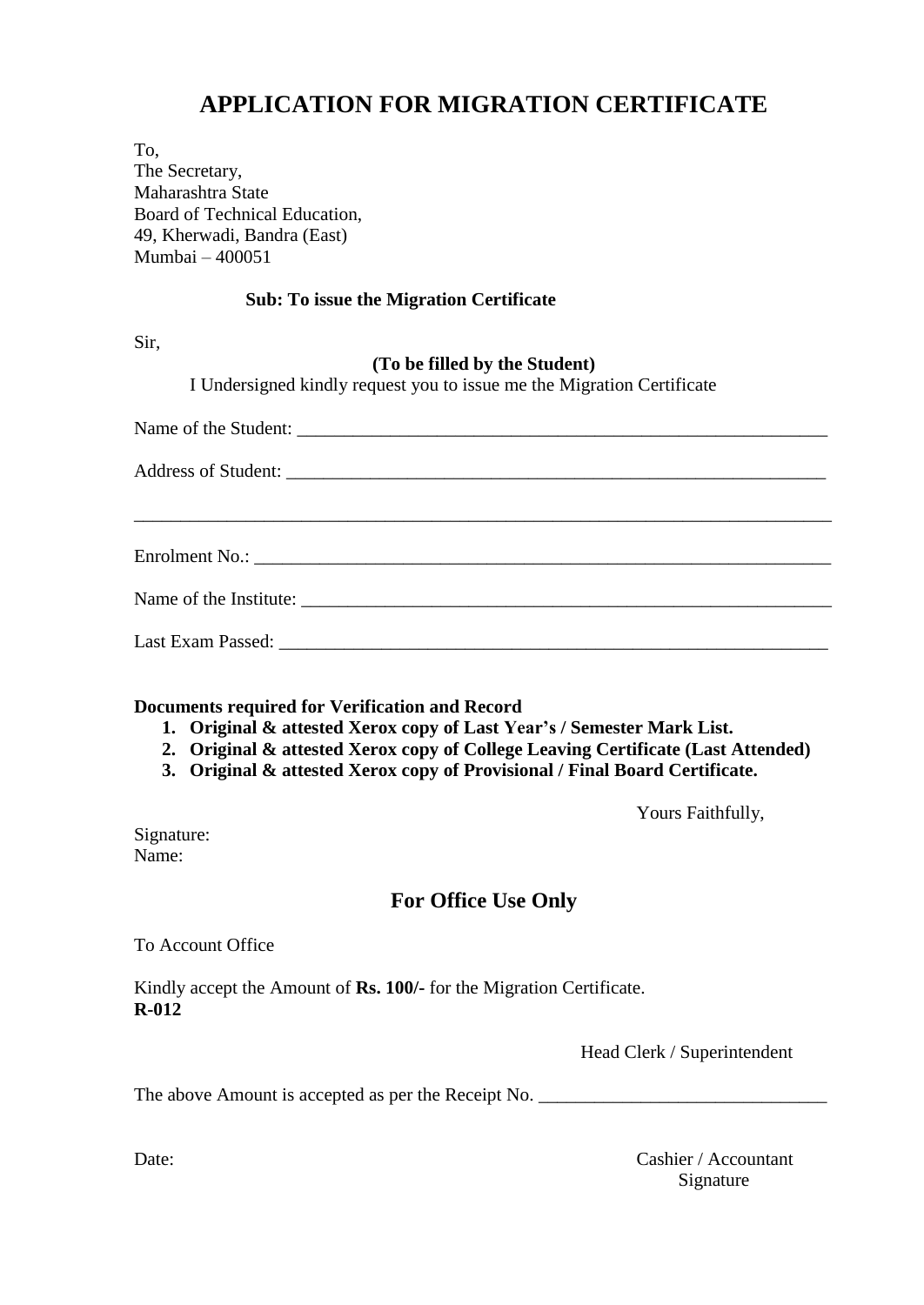# APPLICATION FOR MIGRATION CERTIFICATE

To,
The Secretary,
Maharashtra State
Board of Technical Education,
49, Kherwadi, Bandra (East)
Mumbai – 400051

**Sub: To issue the Migration Certificate**

Sir,

**(To be filled by the Student)**

I Undersigned kindly request you to issue me the Migration Certificate

Name of the Student: ___________________________________________________________

Address of Student: ____________________________________________________________

_____________________________________________________________________________

Enrolment No.: ________________________________________________________________

Name of the Institute: ___________________________________________________________

Last Exam Passed: ______________________________________________________________

**Documents required for Verification and Record**

1. **Original & attested Xerox copy of Last Year's / Semester Mark List.**
2. **Original & attested Xerox copy of College Leaving Certificate (Last Attended)**
3. **Original & attested Xerox copy of Provisional / Final Board Certificate.**

Yours Faithfully,

Signature:
Name:

## For Office Use Only

To Account Office

Kindly accept the Amount of **Rs. 100/-** for the Migration Certificate.
**R-012**

Head Clerk / Superintendent

The above Amount is accepted as per the Receipt No. ______________________________

Date:

Cashier / Accountant
Signature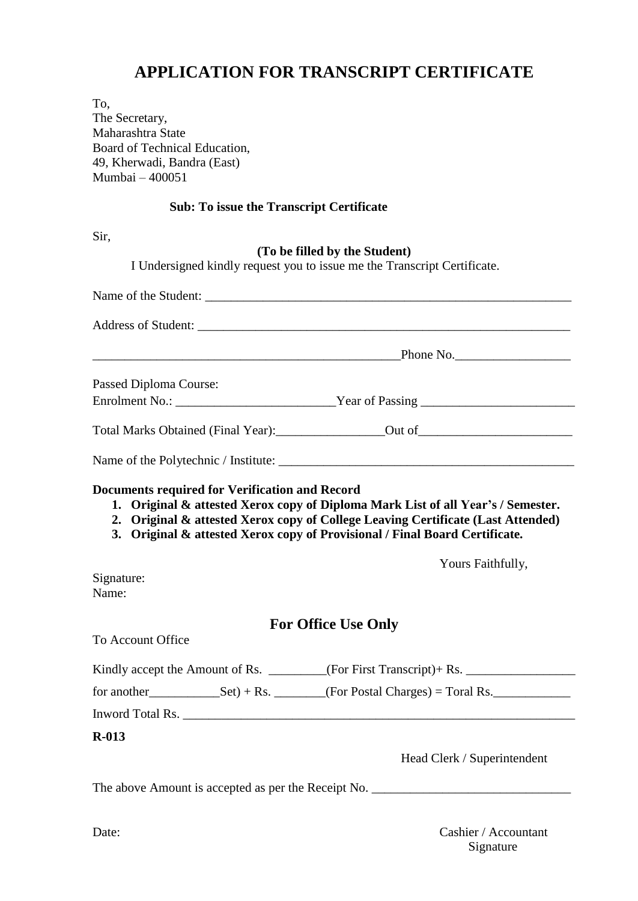# APPLICATION FOR TRANSCRIPT CERTIFICATE

To,
The Secretary,
Maharashtra State
Board of Technical Education,
49, Kherwadi, Bandra (East)
Mumbai – 400051

**Sub: To issue the Transcript Certificate**

Sir,

**(To be filled by the Student)**

I Undersigned kindly request you to issue me the Transcript Certificate.

Name of the Student: ____________________________________________________________

Address of Student: ____________________________________________________________

__________________________________________________Phone No.__________________

Passed Diploma Course:
Enrolment No.: _________________________Year of Passing ________________________

Total Marks Obtained (Final Year):_________________Out of________________________

Name of the Polytechnic / Institute: ______________________________________________

**Documents required for Verification and Record**

1. **Original & attested Xerox copy of Diploma Mark List of all Year's / Semester.**
2. **Original & attested Xerox copy of College Leaving Certificate (Last Attended)**
3. **Original & attested Xerox copy of Provisional / Final Board Certificate.**

Yours Faithfully,

Signature:
Name:

## For Office Use Only

To Account Office

Kindly accept the Amount of Rs. _________(For First Transcript)+ Rs. _________________

for another___________Set) + Rs. ________(For Postal Charges) = Toral Rs.____________

Inword Total Rs. _______________________________________________________________

**R-013**

Head Clerk / Superintendent

The above Amount is accepted as per the Receipt No. _______________________________

Date:

Cashier / Accountant
Signature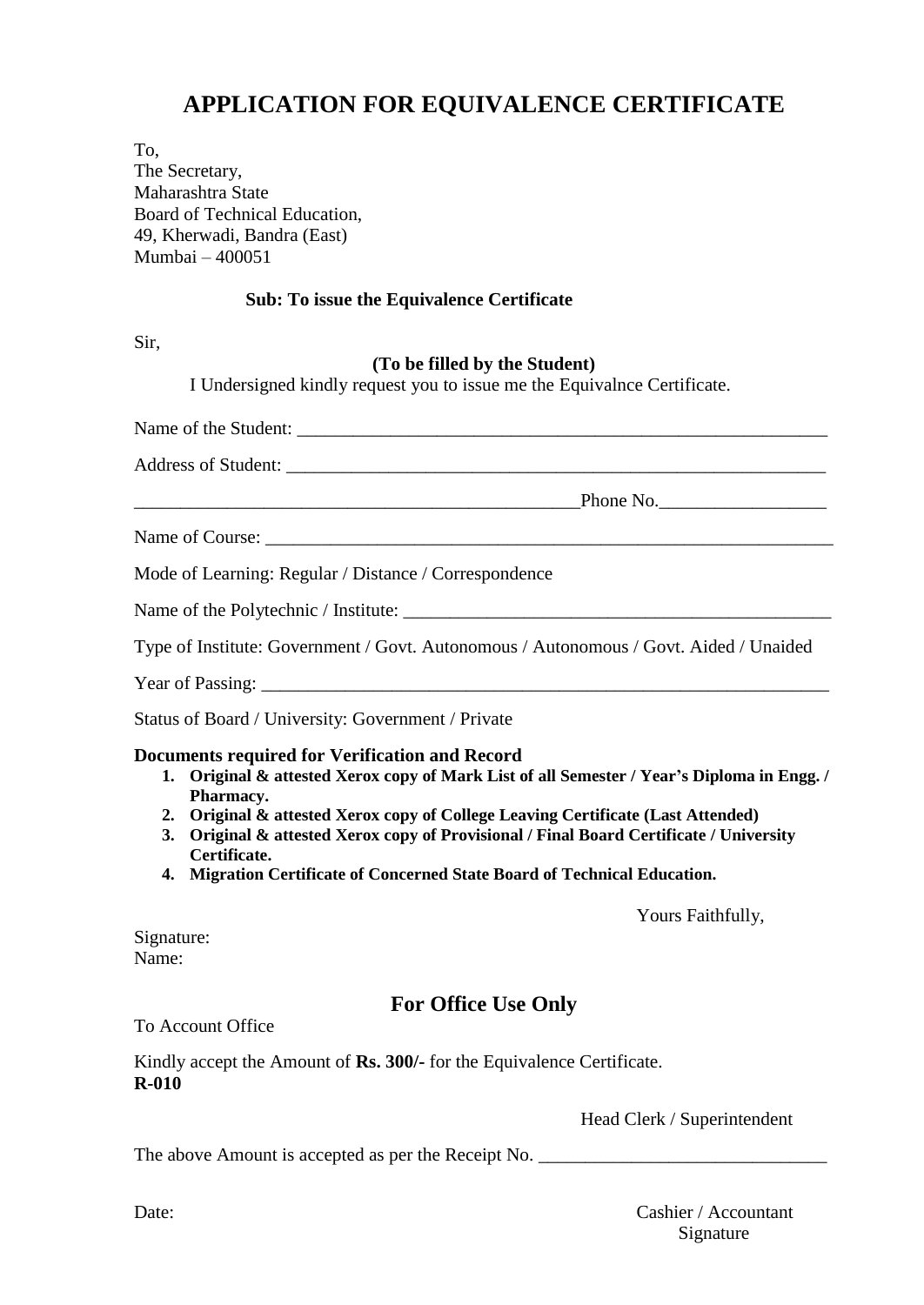# APPLICATION FOR EQUIVALENCE CERTIFICATE

To,
The Secretary,
Maharashtra State
Board of Technical Education,
49, Kherwadi, Bandra (East)
Mumbai – 400051

**Sub: To issue the Equivalence Certificate**

Sir,

**(To be filled by the Student)**

I Undersigned kindly request you to issue me the Equivalnce Certificate.

Name of the Student: ___________________________________________________________

Address of Student: ___________________________________________________________

_________________________________________________Phone No.__________________

Name of Course: ______________________________________________________________

Mode of Learning: Regular / Distance / Correspondence

Name of the Polytechnic / Institute: ______________________________________________

Type of Institute: Government / Govt. Autonomous / Autonomous / Govt. Aided / Unaided

Year of Passing: ______________________________________________________________

Status of Board / University: Government / Private

**Documents required for Verification and Record**

1. **Original & attested Xerox copy of Mark List of all Semester / Year's Diploma in Engg. / Pharmacy.**
2. **Original & attested Xerox copy of College Leaving Certificate (Last Attended)**
3. **Original & attested Xerox copy of Provisional / Final Board Certificate / University Certificate.**
4. **Migration Certificate of Concerned State Board of Technical Education.**

Yours Faithfully,

Signature:
Name:

## For Office Use Only

To Account Office

Kindly accept the Amount of **Rs. 300/-** for the Equivalence Certificate.
**R-010**

Head Clerk / Superintendent

The above Amount is accepted as per the Receipt No. ______________________________

Date:

Cashier / Accountant
Signature